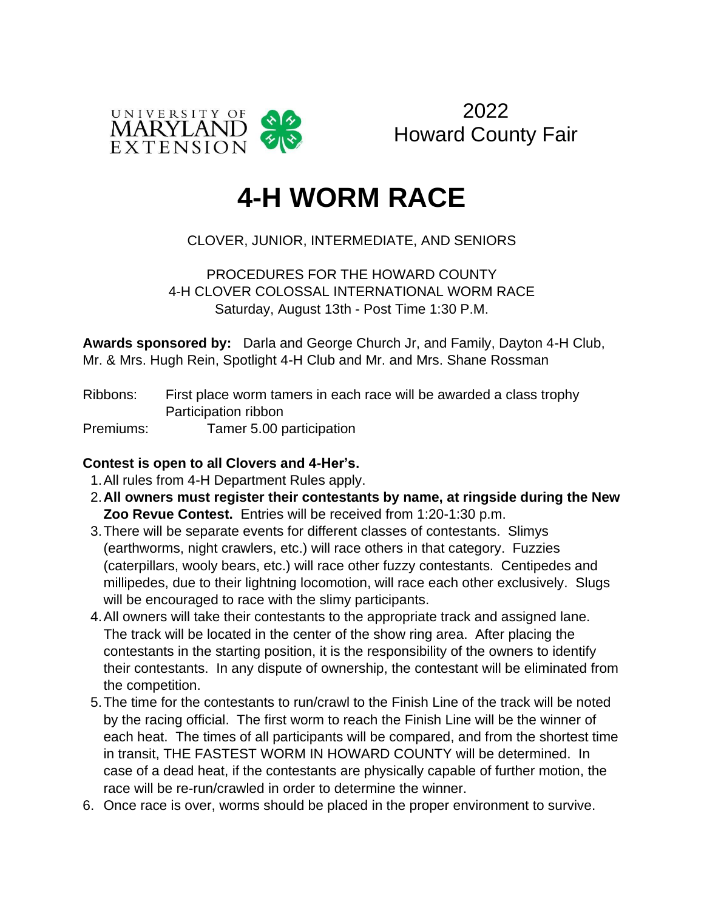UNIVERSITY OF MARYLAND EXTENSION

2022
Howard County Fair

# 4-H WORM RACE

CLOVER, JUNIOR, INTERMEDIATE, AND SENIORS

PROCEDURES FOR THE HOWARD COUNTY
4-H CLOVER COLOSSAL INTERNATIONAL WORM RACE
Saturday, August 13th - Post Time 1:30 P.M.

**Awards sponsored by:** Darla and George Church Jr, and Family, Dayton 4-H Club, Mr. & Mrs. Hugh Rein, Spotlight 4-H Club and Mr. and Mrs. Shane Rossman

Ribbons: First place worm tamers in each race will be awarded a class trophy
Participation ribbon
Premiums: Tamer 5.00 participation

**Contest is open to all Clovers and 4-Her's.**

1. All rules from 4-H Department Rules apply.
2. **All owners must register their contestants by name, at ringside during the New Zoo Revue Contest.** Entries will be received from 1:20-1:30 p.m.
3. There will be separate events for different classes of contestants. Slimys (earthworms, night crawlers, etc.) will race others in that category. Fuzzies (caterpillars, wooly bears, etc.) will race other fuzzy contestants. Centipedes and millipedes, due to their lightning locomotion, will race each other exclusively. Slugs will be encouraged to race with the slimy participants.
4. All owners will take their contestants to the appropriate track and assigned lane. The track will be located in the center of the show ring area. After placing the contestants in the starting position, it is the responsibility of the owners to identify their contestants. In any dispute of ownership, the contestant will be eliminated from the competition.
5. The time for the contestants to run/crawl to the Finish Line of the track will be noted by the racing official. The first worm to reach the Finish Line will be the winner of each heat. The times of all participants will be compared, and from the shortest time in transit, THE FASTEST WORM IN HOWARD COUNTY will be determined. In case of a dead heat, if the contestants are physically capable of further motion, the race will be re-run/crawled in order to determine the winner.
6. Once race is over, worms should be placed in the proper environment to survive.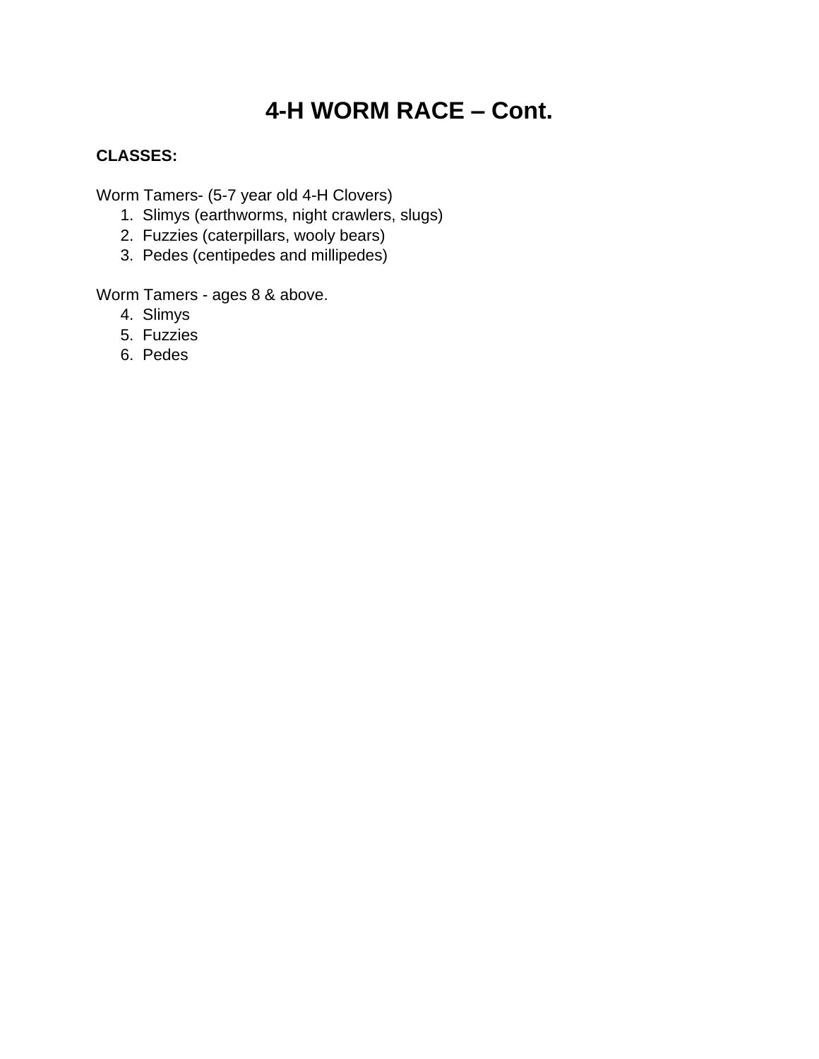# 4-H WORM RACE – Cont.

**CLASSES:**

Worm Tamers- (5-7 year old 4-H Clovers)

1. Slimys (earthworms, night crawlers, slugs)
2. Fuzzies (caterpillars, wooly bears)
3. Pedes (centipedes and millipedes)

Worm Tamers - ages 8 & above.

4. Slimys
5. Fuzzies
6. Pedes